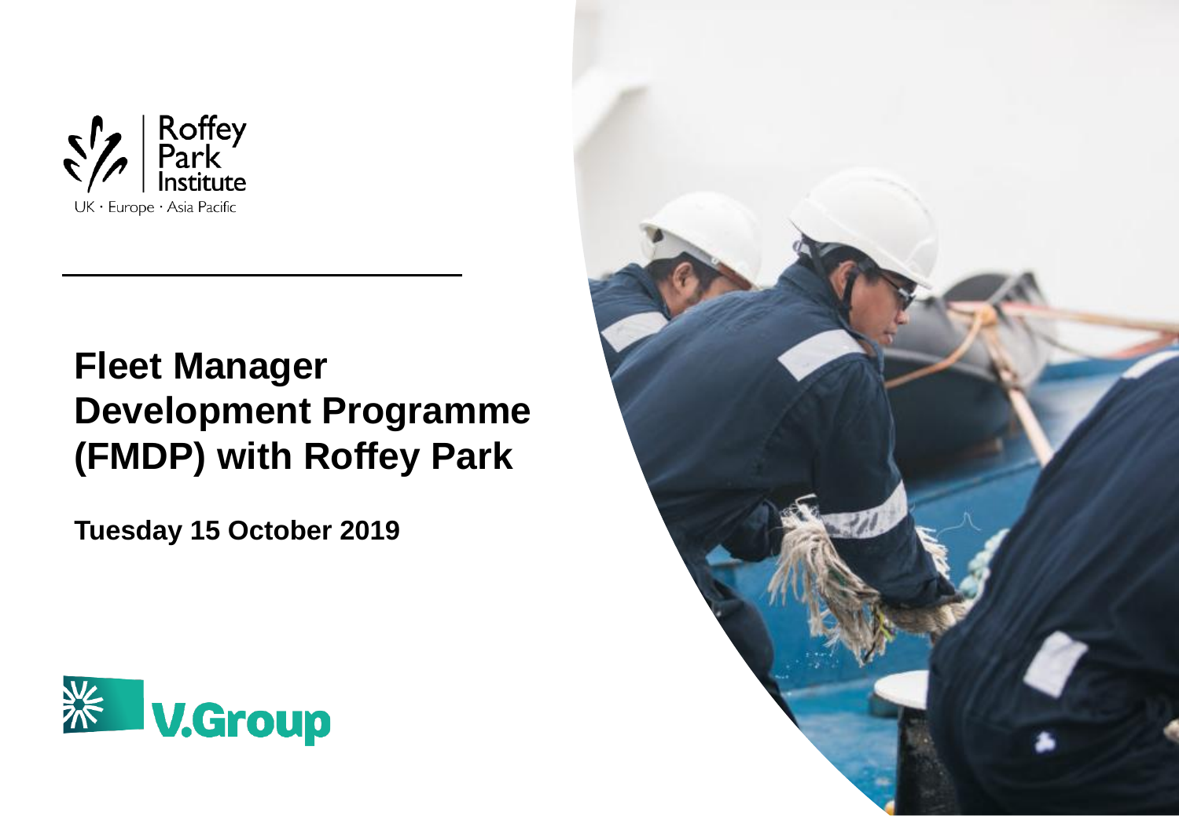Roffey Park Institute

UK · Europe · Asia Pacific

# Fleet Manager Development Programme (FMDP) with Roffey Park

**Tuesday 15 October 2019**

V.Group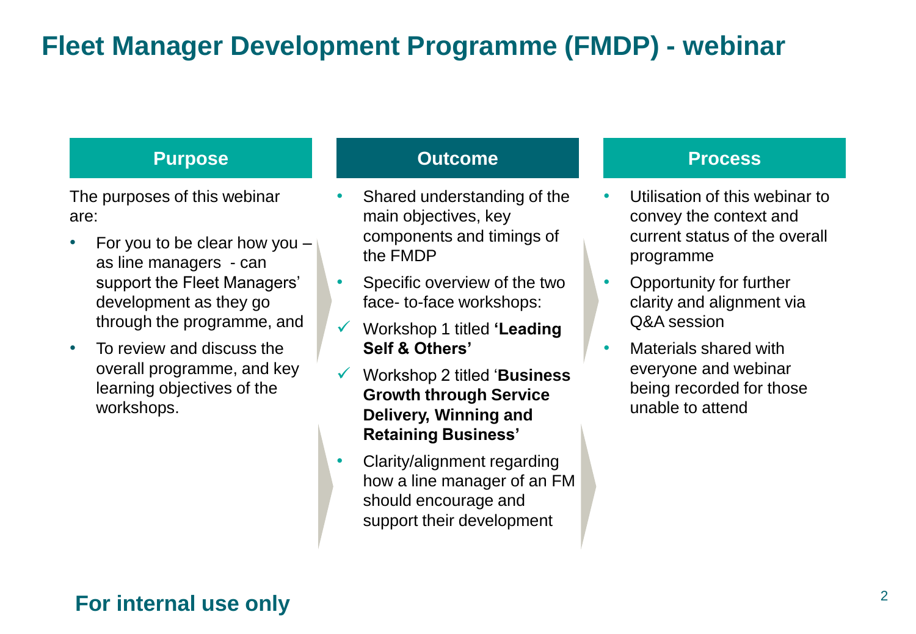# Fleet Manager Development Programme (FMDP) - webinar

## Purpose

The purposes of this webinar are:

- For you to be clear how you – as line managers - can support the Fleet Managers' development as they go through the programme, and
- To review and discuss the overall programme, and key learning objectives of the workshops.

## Outcome

- Shared understanding of the main objectives, key components and timings of the FMDP
- Specific overview of the two face- to-face workshops:
  - ✓ Workshop 1 titled **'Leading Self & Others'**
  - ✓ Workshop 2 titled '**Business Growth through Service Delivery, Winning and Retaining Business'**
- Clarity/alignment regarding how a line manager of an FM should encourage and support their development

## Process

- Utilisation of this webinar to convey the context and current status of the overall programme
- Opportunity for further clarity and alignment via Q&A session
- Materials shared with everyone and webinar being recorded for those unable to attend

**For internal use only**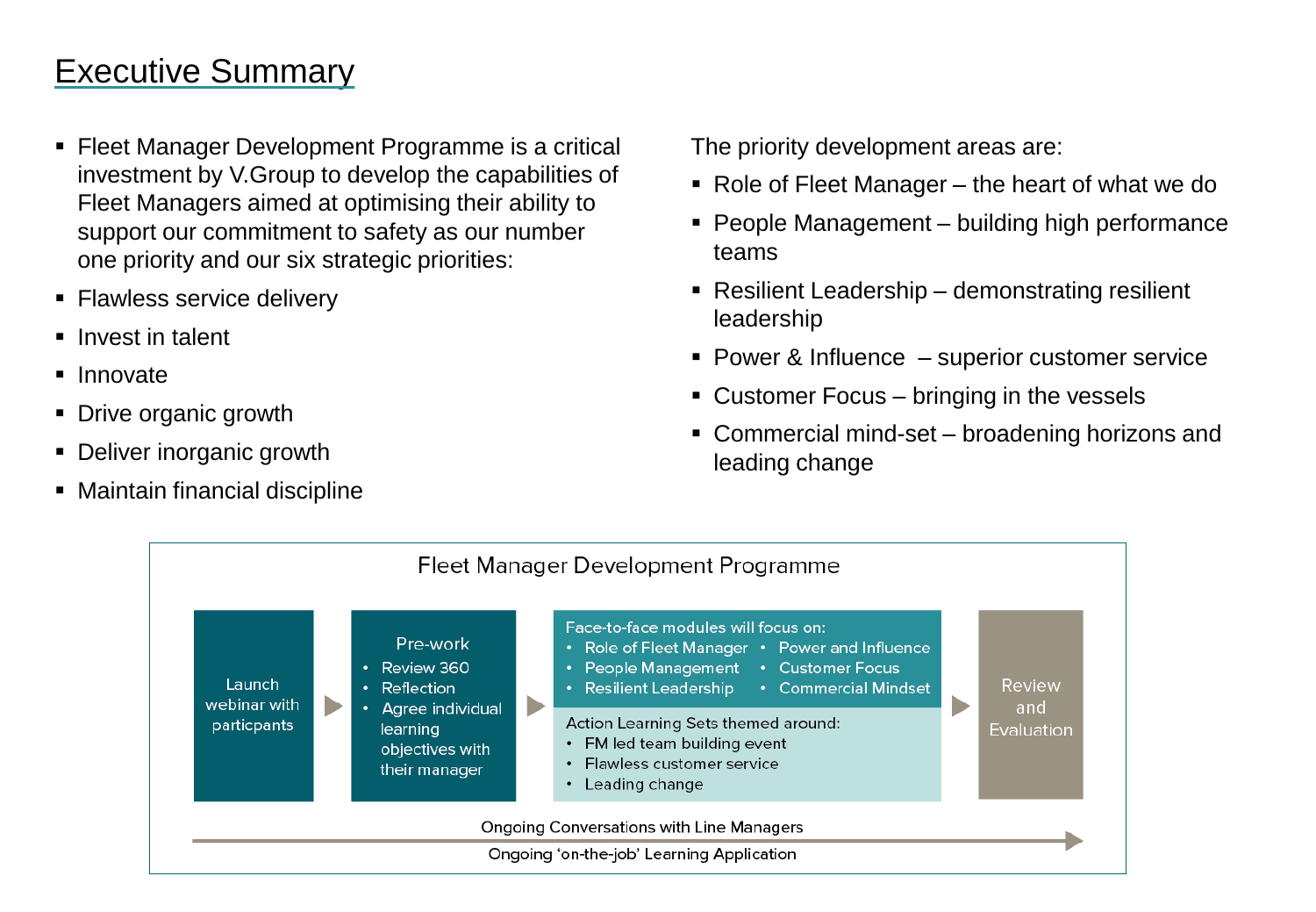# Executive Summary

- Fleet Manager Development Programme is a critical investment by V.Group to develop the capabilities of Fleet Managers aimed at optimising their ability to support our commitment to safety as our number one priority and our six strategic priorities:
- Flawless service delivery
- Invest in talent
- Innovate
- Drive organic growth
- Deliver inorganic growth
- Maintain financial discipline

The priority development areas are:

- Role of Fleet Manager – the heart of what we do
- People Management – building high performance teams
- Resilient Leadership – demonstrating resilient leadership
- Power & Influence – superior customer service
- Customer Focus – bringing in the vessels
- Commercial mind-set – broadening horizons and leading change

## Fleet Manager Development Programme

**Launch webinar with particpants**

→

**Pre-work**
- Review 360
- Reflection
- Agree individual learning objectives with their manager

→

**Face-to-face modules will focus on:**
- Role of Fleet Manager
- People Management
- Resilient Leadership
- Power and Influence
- Customer Focus
- Commercial Mindset

**Action Learning Sets themed around:**
- FM led team building event
- Flawless customer service
- Leading change

→

**Review and Evaluation**

Ongoing Conversations with Line Managers

Ongoing 'on-the-job' Learning Application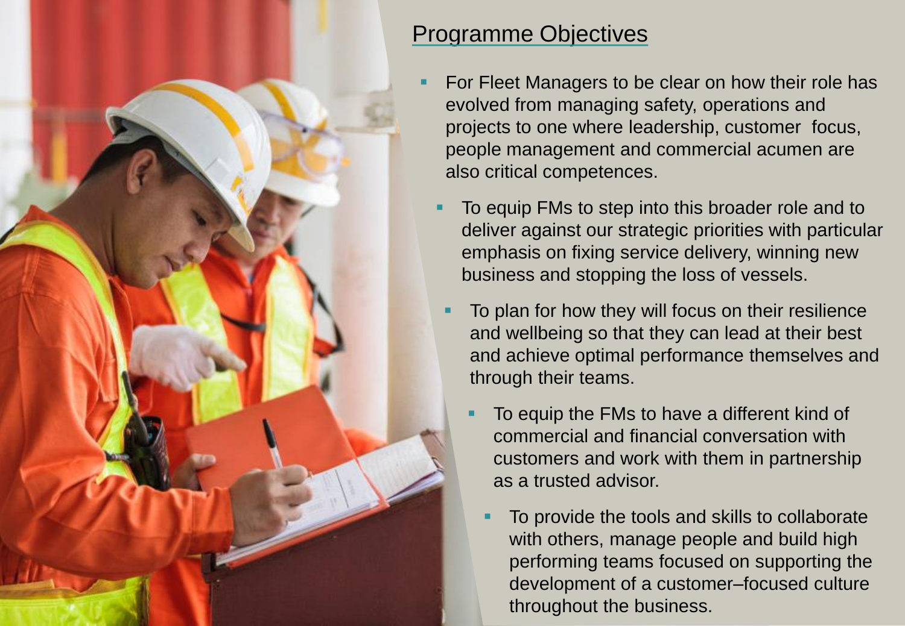## Programme Objectives

- For Fleet Managers to be clear on how their role has evolved from managing safety, operations and projects to one where leadership, customer focus, people management and commercial acumen are also critical competences.
- To equip FMs to step into this broader role and to deliver against our strategic priorities with particular emphasis on fixing service delivery, winning new business and stopping the loss of vessels.
- To plan for how they will focus on their resilience and wellbeing so that they can lead at their best and achieve optimal performance themselves and through their teams.
- To equip the FMs to have a different kind of commercial and financial conversation with customers and work with them in partnership as a trusted advisor.
- To provide the tools and skills to collaborate with others, manage people and build high performing teams focused on supporting the development of a customer–focused culture throughout the business.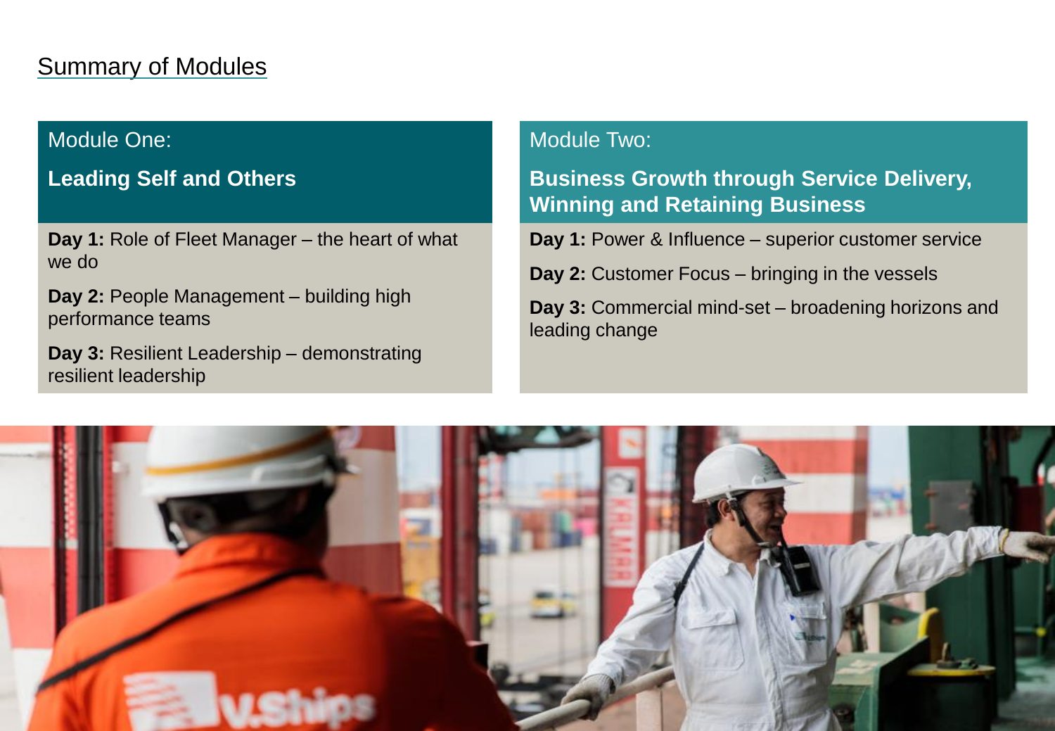## Summary of Modules

### Module One:

**Leading Self and Others**

**Day 1:** Role of Fleet Manager – the heart of what we do

**Day 2:** People Management – building high performance teams

**Day 3:** Resilient Leadership – demonstrating resilient leadership

### Module Two:

**Business Growth through Service Delivery, Winning and Retaining Business**

**Day 1:** Power & Influence – superior customer service

**Day 2:** Customer Focus – bringing in the vessels

**Day 3:** Commercial mind-set – broadening horizons and leading change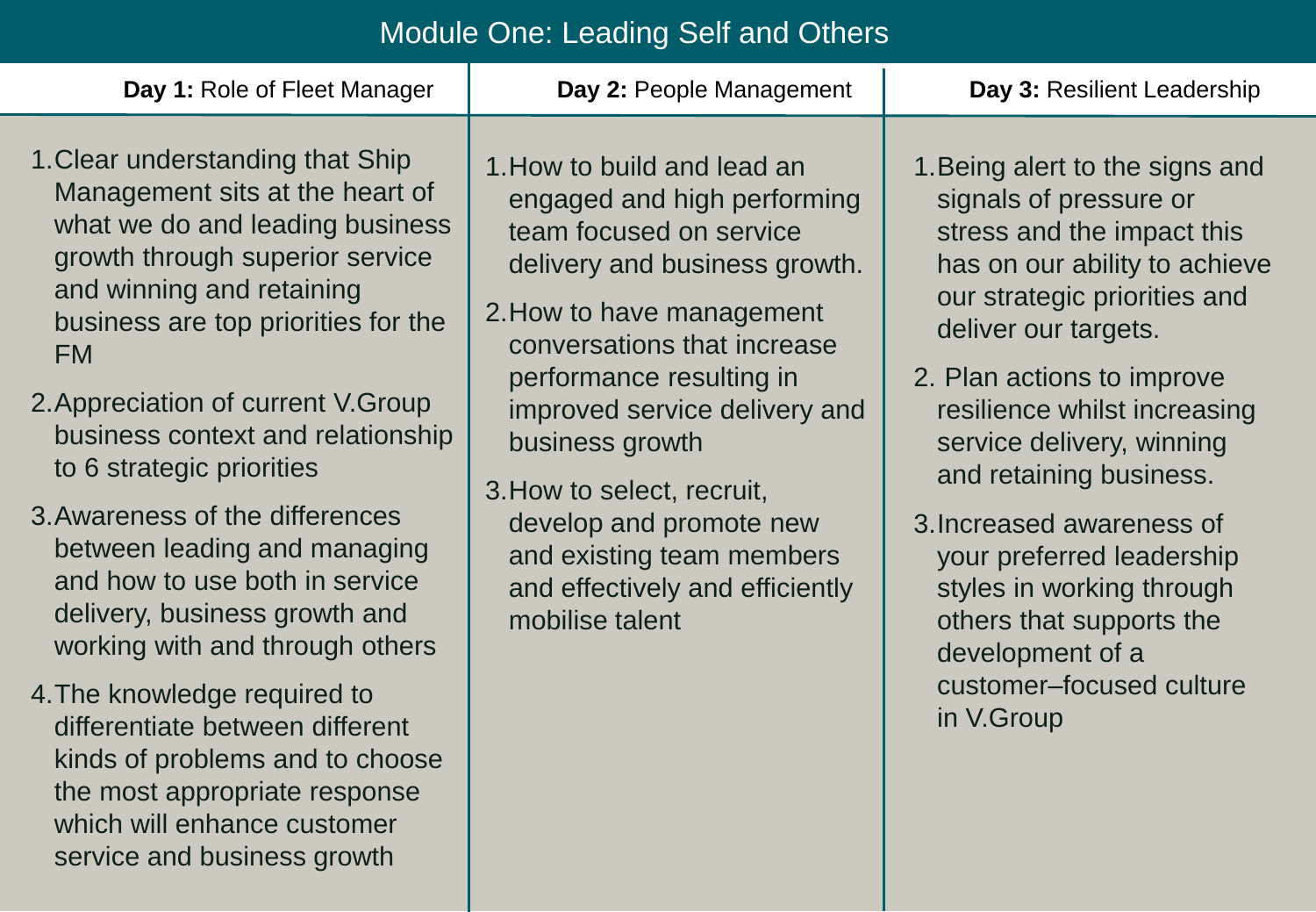# Module One: Leading Self and Others

| **Day 1:** Role of Fleet Manager | **Day 2:** People Management | **Day 3:** Resilient Leadership |
|---|---|---|
| 1. Clear understanding that Ship Management sits at the heart of what we do and leading business growth through superior service and winning and retaining business are top priorities for the FM<br>2. Appreciation of current V.Group business context and relationship to 6 strategic priorities<br>3. Awareness of the differences between leading and managing and how to use both in service delivery, business growth and working with and through others<br>4. The knowledge required to differentiate between different kinds of problems and to choose the most appropriate response which will enhance customer service and business growth | 1. How to build and lead an engaged and high performing team focused on service delivery and business growth.<br>2. How to have management conversations that increase performance resulting in improved service delivery and business growth<br>3. How to select, recruit, develop and promote new and existing team members and effectively and efficiently mobilise talent | 1. Being alert to the signs and signals of pressure or stress and the impact this has on our ability to achieve our strategic priorities and deliver our targets.<br>2. Plan actions to improve resilience whilst increasing service delivery, winning and retaining business.<br>3. Increased awareness of your preferred leadership styles in working through others that supports the development of a customer–focused culture in V.Group |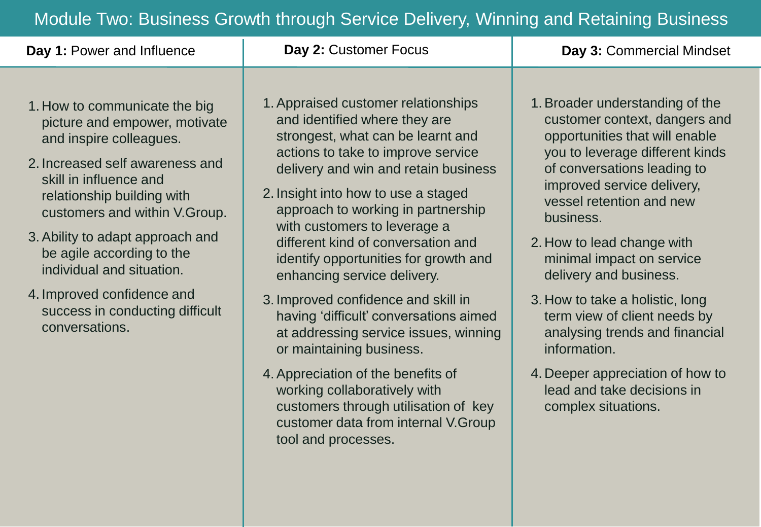# Module Two: Business Growth through Service Delivery, Winning and Retaining Business

## **Day 1:** Power and Influence

1. How to communicate the big picture and empower, motivate and inspire colleagues.
2. Increased self awareness and skill in influence and relationship building with customers and within V.Group.
3. Ability to adapt approach and be agile according to the individual and situation.
4. Improved confidence and success in conducting difficult conversations.

## **Day 2:** Customer Focus

1. Appraised customer relationships and identified where they are strongest, what can be learnt and actions to take to improve service delivery and win and retain business
2. Insight into how to use a staged approach to working in partnership with customers to leverage a different kind of conversation and identify opportunities for growth and enhancing service delivery.
3. Improved confidence and skill in having 'difficult' conversations aimed at addressing service issues, winning or maintaining business.
4. Appreciation of the benefits of working collaboratively with customers through utilisation of key customer data from internal V.Group tool and processes.

## **Day 3:** Commercial Mindset

1. Broader understanding of the customer context, dangers and opportunities that will enable you to leverage different kinds of conversations leading to improved service delivery, vessel retention and new business.
2. How to lead change with minimal impact on service delivery and business.
3. How to take a holistic, long term view of client needs by analysing trends and financial information.
4. Deeper appreciation of how to lead and take decisions in complex situations.